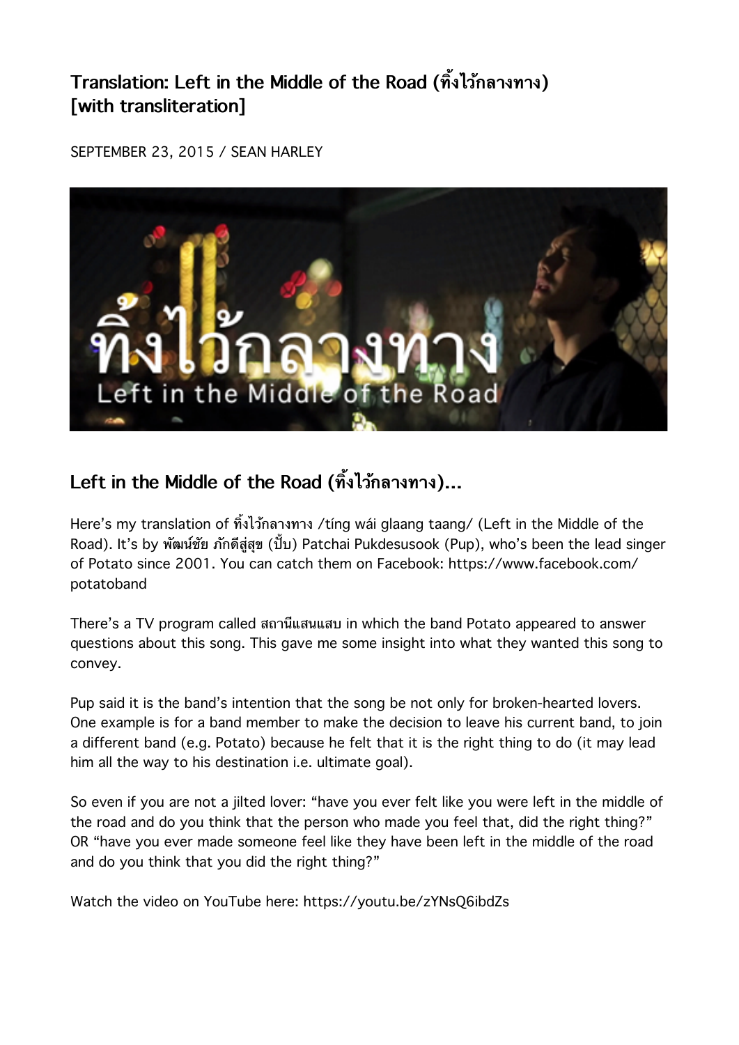# Translation: Left in the Middle of the Road (ทิ้งไว้กลางทาง) [with transliteration]

SEPTEMBER 23, 2015 / SEAN HARLEY

## Left in the Middle of the Road (ทิ้งไว้กลางทาง)...

Here's my translation of ทิ้งไว้กลางทาง /tíng wái glaang taang/ (Left in the Middle of the Road). It's by พัฒน์ชัย ภักดีสู่สุข (ปั๊บ) Patchai Pukdesusook (Pup), who's been the lead singer of Potato since 2001. You can catch them on Facebook: https://www.facebook.com/potatoband

There's a TV program called สถานีแสนแสบ in which the band Potato appeared to answer questions about this song. This gave me some insight into what they wanted this song to convey.

Pup said it is the band's intention that the song be not only for broken-hearted lovers. One example is for a band member to make the decision to leave his current band, to join a different band (e.g. Potato) because he felt that it is the right thing to do (it may lead him all the way to his destination i.e. ultimate goal).

So even if you are not a jilted lover: "have you ever felt like you were left in the middle of the road and do you think that the person who made you feel that, did the right thing?" OR "have you ever made someone feel like they have been left in the middle of the road and do you think that you did the right thing?"

Watch the video on YouTube here: https://youtu.be/zYNsQ6ibdZs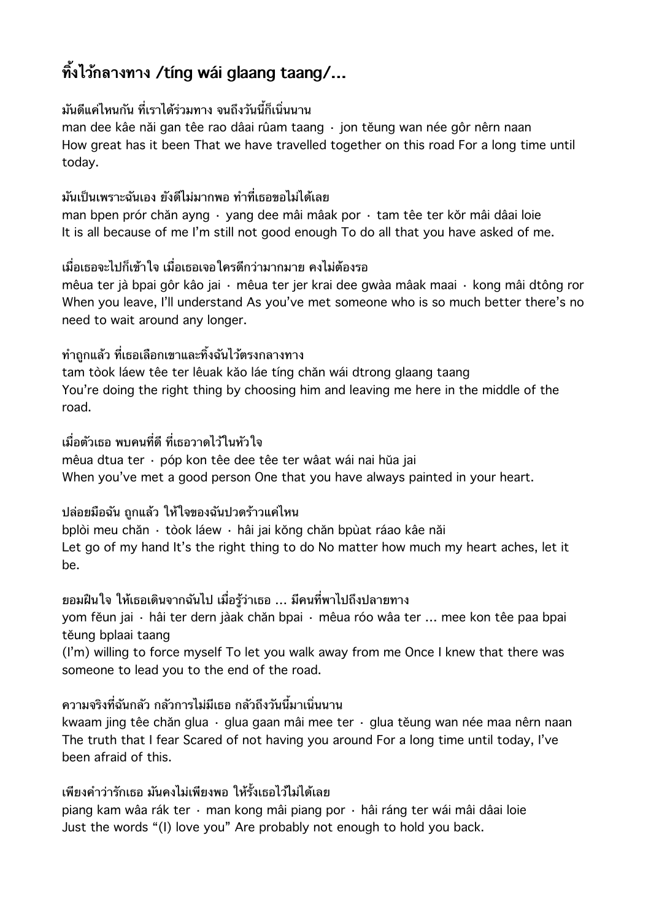## ทิ้งไว้กลางทาง /tíng wái glaang taang/...

มันดีแค่ไหนกัน ที่เราได้ร่วมทาง จนถึงวันนี้ก็เนิ่นนาน
man dee kâe năi gan têe rao dâai rûam taang · jon tĕung wan née gôr nêrn naan
How great has it been That we have travelled together on this road For a long time until today.

มันเป็นเพราะฉันเอง ยังดีไม่มากพอ ทำที่เธอขอไม่ได้เลย
man bpen prór chăn ayng · yang dee mâi mâak por · tam têe ter kŏr mâi dâai loie
It is all because of me I'm still not good enough To do all that you have asked of me.

เมื่อเธอจะไปก็เข้าใจ เมื่อเธอเจอใครดีกว่ามากมาย คงไม่ต้องรอ
mêua ter jà bpai gôr kâo jai · mêua ter jer krai dee gwàa mâak maai · kong mâi dtông ror
When you leave, I'll understand As you've met someone who is so much better there's no need to wait around any longer.

ทำถูกแล้ว ที่เธอเลือกเขาและทิ้งฉันไว้ตรงกลางทาง
tam tòok láew têe ter lêuak kăo láe tíng chăn wái dtrong glaang taang
You're doing the right thing by choosing him and leaving me here in the middle of the road.

เมื่อตัวเธอ พบคนที่ดี ที่เธอวาดไว้ในหัวใจ
mêua dtua ter · póp kon têe dee têe ter wâat wái nai hŭa jai
When you've met a good person One that you have always painted in your heart.

ปล่อยมือฉัน ถูกแล้ว ให้ใจของฉันปวดร้าวแค่ไหน
bplòi meu chăn · tòok láew · hâi jai kŏng chăn bpùat ráao kâe năi
Let go of my hand It's the right thing to do No matter how much my heart aches, let it be.

ยอมฝืนใจ ให้เธอเดินจากฉันไป เมื่อรู้ว่าเธอ ... มีคนที่พาไปถึงปลายทาง
yom fĕun jai · hâi ter dern jàak chăn bpai · mêua róo wâa ter ... mee kon têe paa bpai tĕung bplaai taang
(I'm) willing to force myself To let you walk away from me Once I knew that there was someone to lead you to the end of the road.

ความจริงที่ฉันกลัว กลัวการไม่มีเธอ กลัวถึงวันนี้มาเนิ่นนาน
kwaam jing têe chăn glua · glua gaan mâi mee ter · glua tĕung wan née maa nêrn naan
The truth that I fear Scared of not having you around For a long time until today, I've been afraid of this.

เพียงคำว่ารักเธอ มันคงไม่เพียงพอ ให้รั้งเธอไว้ไม่ได้เลย
piang kam wâa rák ter · man kong mâi piang por · hâi ráng ter wái mâi dâai loie
Just the words "(I) love you" Are probably not enough to hold you back.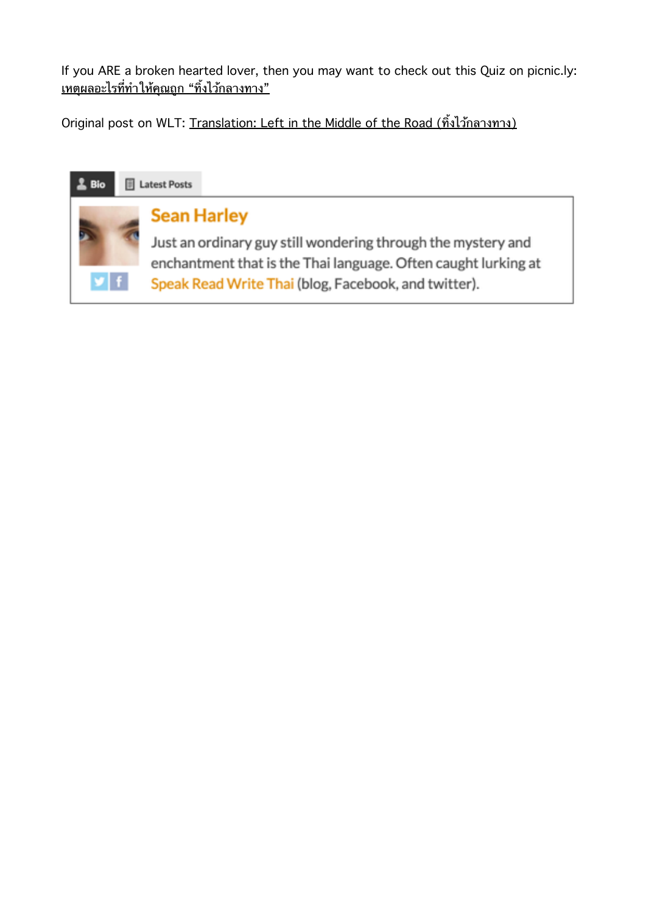If you ARE a broken hearted lover, then you may want to check out this Quiz on picnic.ly: เหตุผลอะไรที่ทำให้คุณถูก "ทิ้งไว้กลางทาง"

Original post on WLT: Translation: Left in the Middle of the Road (ทิ้งไว้กลางทาง)

Bio | Latest Posts

**Sean Harley**

Just an ordinary guy still wondering through the mystery and enchantment that is the Thai language. Often caught lurking at Speak Read Write Thai (blog, Facebook, and twitter).